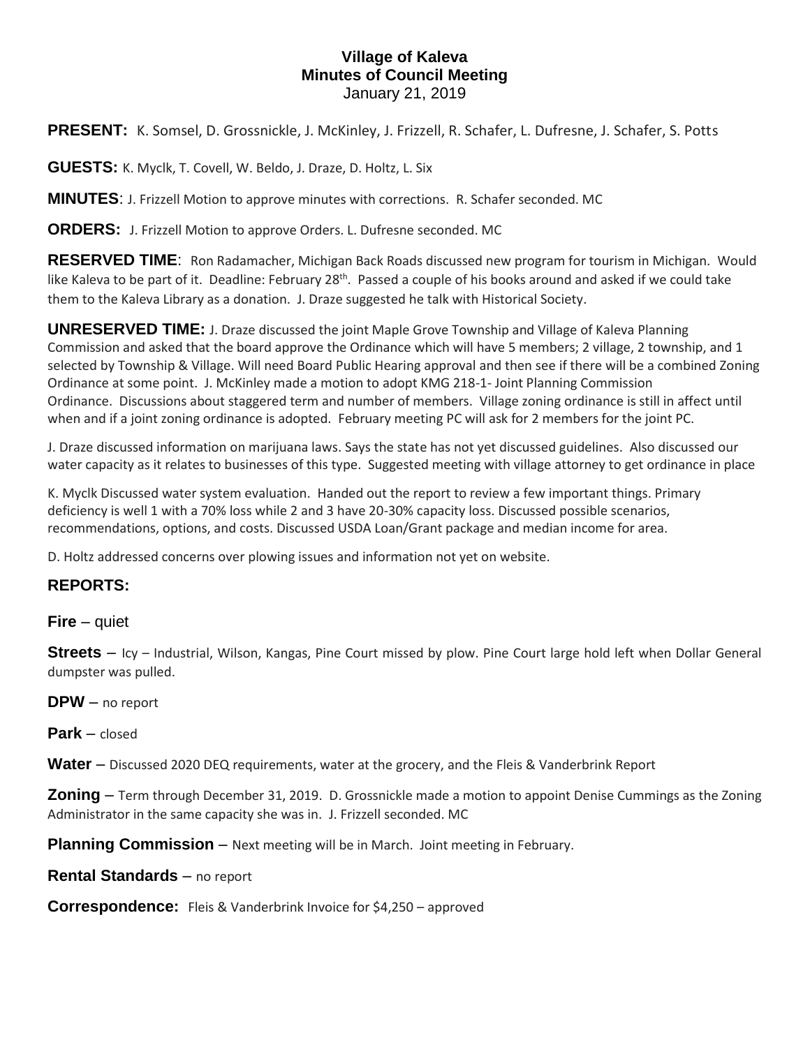# Village of Kaleva
## Minutes of Council Meeting
January 21, 2019

**PRESENT:** K. Somsel, D. Grossnickle, J. McKinley, J. Frizzell, R. Schafer, L. Dufresne, J. Schafer, S. Potts

**GUESTS:** K. Myclk, T. Covell, W. Beldo, J. Draze, D. Holtz, L. Six

**MINUTES**: J. Frizzell Motion to approve minutes with corrections. R. Schafer seconded. MC

**ORDERS:** J. Frizzell Motion to approve Orders. L. Dufresne seconded. MC

**RESERVED TIME**: Ron Radamacher, Michigan Back Roads discussed new program for tourism in Michigan. Would like Kaleva to be part of it. Deadline: February 28th. Passed a couple of his books around and asked if we could take them to the Kaleva Library as a donation. J. Draze suggested he talk with Historical Society.

**UNRESERVED TIME:** J. Draze discussed the joint Maple Grove Township and Village of Kaleva Planning Commission and asked that the board approve the Ordinance which will have 5 members; 2 village, 2 township, and 1 selected by Township & Village. Will need Board Public Hearing approval and then see if there will be a combined Zoning Ordinance at some point. J. McKinley made a motion to adopt KMG 218-1- Joint Planning Commission Ordinance. Discussions about staggered term and number of members. Village zoning ordinance is still in affect until when and if a joint zoning ordinance is adopted. February meeting PC will ask for 2 members for the joint PC.

J. Draze discussed information on marijuana laws. Says the state has not yet discussed guidelines. Also discussed our water capacity as it relates to businesses of this type. Suggested meeting with village attorney to get ordinance in place

K. Myclk Discussed water system evaluation. Handed out the report to review a few important things. Primary deficiency is well 1 with a 70% loss while 2 and 3 have 20-30% capacity loss. Discussed possible scenarios, recommendations, options, and costs. Discussed USDA Loan/Grant package and median income for area.

D. Holtz addressed concerns over plowing issues and information not yet on website.

## REPORTS:

**Fire** – quiet

**Streets** – Icy – Industrial, Wilson, Kangas, Pine Court missed by plow. Pine Court large hold left when Dollar General dumpster was pulled.

**DPW** – no report

**Park** – closed

**Water** – Discussed 2020 DEQ requirements, water at the grocery, and the Fleis & Vanderbrink Report

**Zoning** – Term through December 31, 2019. D. Grossnickle made a motion to appoint Denise Cummings as the Zoning Administrator in the same capacity she was in. J. Frizzell seconded. MC

**Planning Commission** – Next meeting will be in March. Joint meeting in February.

**Rental Standards** – no report

**Correspondence:** Fleis & Vanderbrink Invoice for $4,250 – approved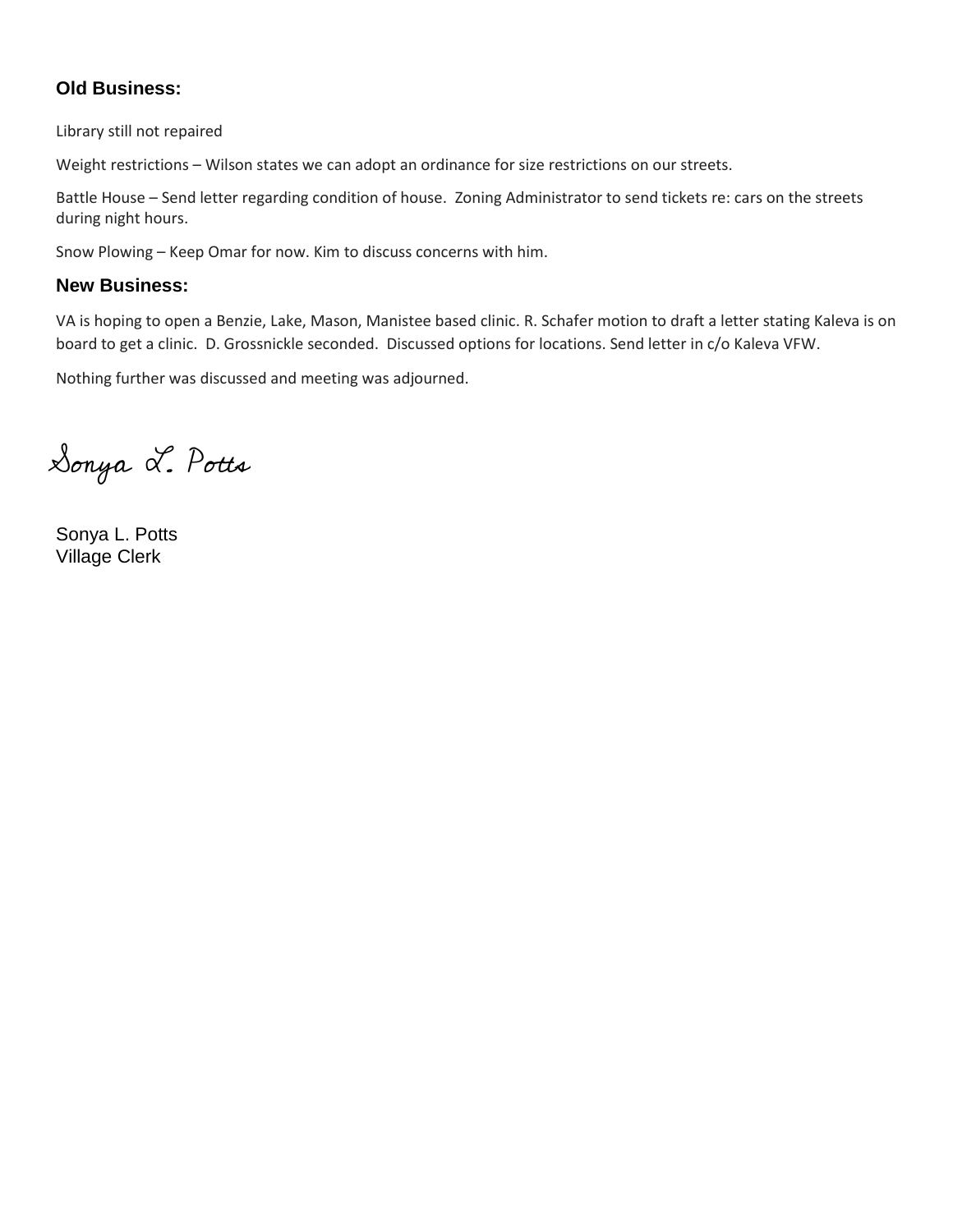## Old Business:

Library still not repaired

Weight restrictions – Wilson states we can adopt an ordinance for size restrictions on our streets.

Battle House – Send letter regarding condition of house. Zoning Administrator to send tickets re: cars on the streets during night hours.

Snow Plowing – Keep Omar for now. Kim to discuss concerns with him.

## New Business:

VA is hoping to open a Benzie, Lake, Mason, Manistee based clinic. R. Schafer motion to draft a letter stating Kaleva is on board to get a clinic. D. Grossnickle seconded. Discussed options for locations. Send letter in c/o Kaleva VFW.

Nothing further was discussed and meeting was adjourned.

*Sonya L. Potts*

Sonya L. Potts
Village Clerk